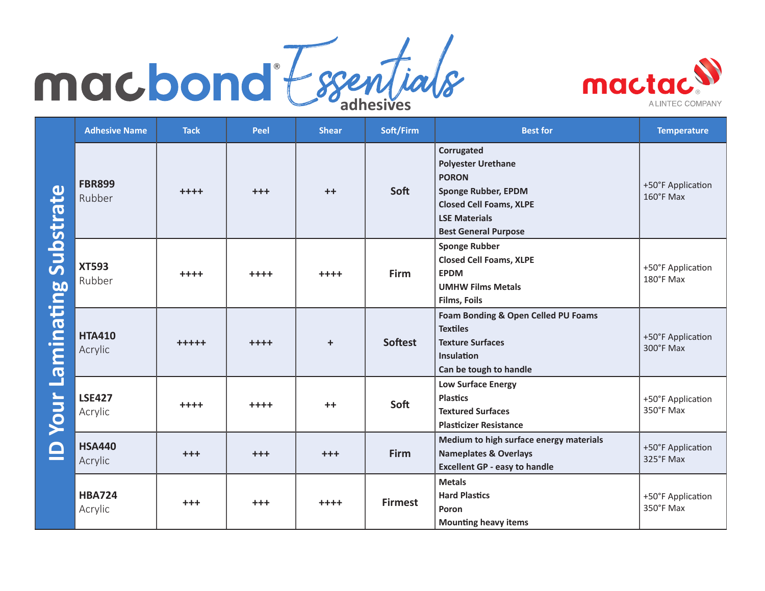# macbond® Essentials adhesives

mactac® A LINTEC COMPANY

## ID Your Laminating Substrate

| Adhesive Name | Tack | Peel | Shear | Soft/Firm | Best for | Temperature |
|---|---|---|---|---|---|---|
| **FBR899** Rubber | ++++ | +++ | ++ | Soft | Corrugated<br>Polyester Urethane<br>PORON<br>Sponge Rubber, EPDM<br>Closed Cell Foams, XLPE<br>LSE Materials<br>Best General Purpose | +50°F Application<br>160°F Max |
| **XT593** Rubber | ++++ | ++++ | ++++ | Firm | Sponge Rubber<br>Closed Cell Foams, XLPE<br>EPDM<br>UMHW Films Metals<br>Films, Foils | +50°F Application<br>180°F Max |
| **HTA410** Acrylic | +++++ | ++++ | + | Softest | Foam Bonding & Open Celled PU Foams<br>Textiles<br>Texture Surfaces<br>Insulation<br>Can be tough to handle | +50°F Application<br>300°F Max |
| **LSE427** Acrylic | ++++ | ++++ | ++ | Soft | Low Surface Energy<br>Plastics<br>Textured Surfaces<br>Plasticizer Resistance | +50°F Application<br>350°F Max |
| **HSA440** Acrylic | +++ | +++ | +++ | Firm | Medium to high surface energy materials<br>Nameplates & Overlays<br>Excellent GP - easy to handle | +50°F Application<br>325°F Max |
| **HBA724** Acrylic | +++ | +++ | ++++ | Firmest | Metals<br>Hard Plastics<br>Poron<br>Mounting heavy items | +50°F Application<br>350°F Max |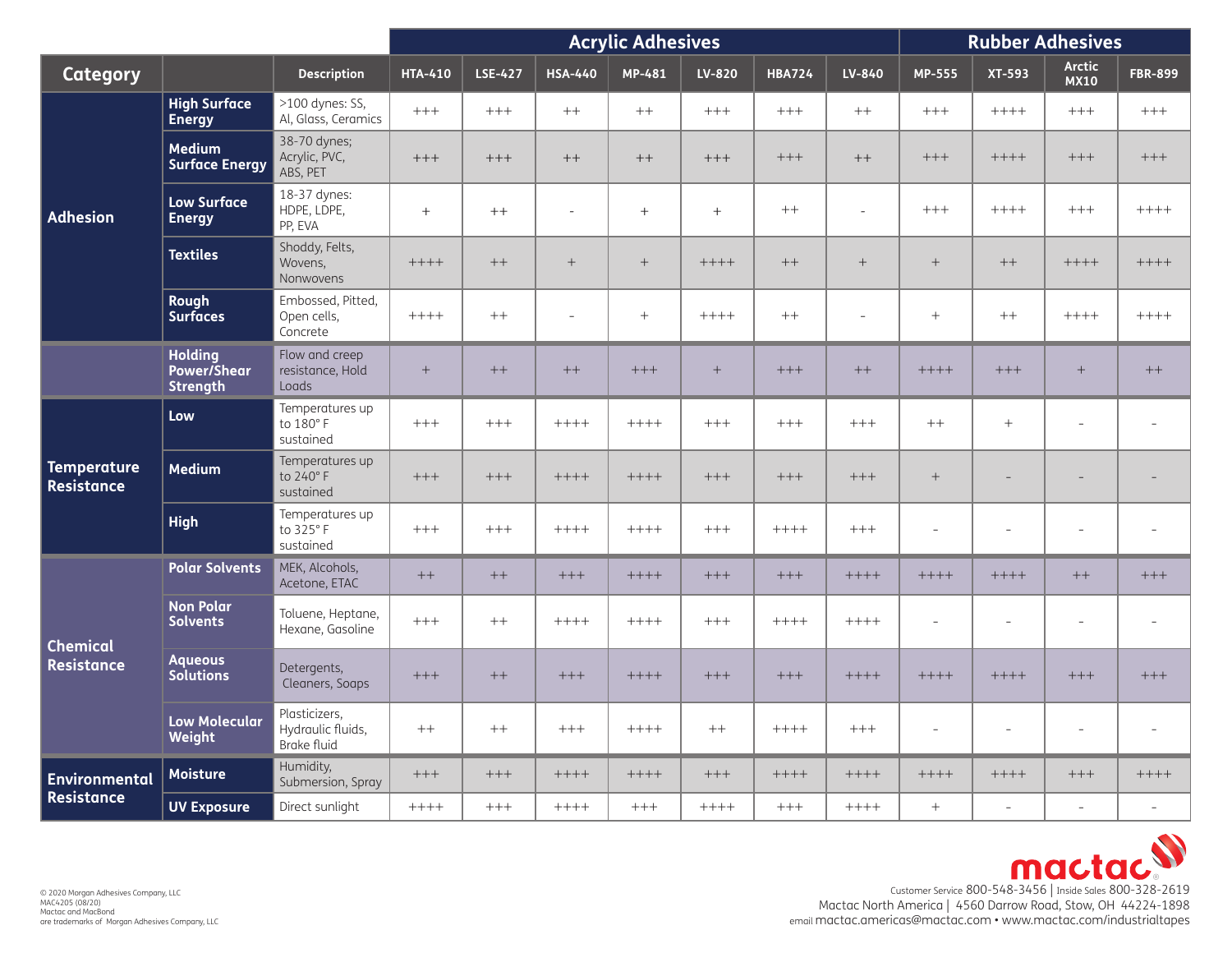| Category | | Description | Acrylic Adhesives | | | | | | | Rubber Adhesives | | | |
|---|---|---|---|---|---|---|---|---|---|---|---|---|---|
| | | | HTA-410 | LSE-427 | HSA-440 | MP-481 | LV-820 | HBA724 | LV-840 | MP-555 | XT-593 | Arctic MX10 | FBR-899 |
| Adhesion | High Surface Energy | >100 dynes: SS, Al, Glass, Ceramics | +++ | +++ | ++ | ++ | +++ | +++ | ++ | +++ | ++++ | +++ | +++ |
| | Medium Surface Energy | 38-70 dynes; Acrylic, PVC, ABS, PET | +++ | +++ | ++ | ++ | +++ | +++ | ++ | +++ | ++++ | +++ | +++ |
| | Low Surface Energy | 18-37 dynes: HDPE, LDPE, PP, EVA | + | ++ | - | + | + | ++ | - | +++ | ++++ | +++ | ++++ |
| | Textiles | Shoddy, Felts, Wovens, Nonwovens | ++++ | ++ | + | + | ++++ | ++ | + | + | ++ | ++++ | ++++ |
| | Rough Surfaces | Embossed, Pitted, Open cells, Concrete | ++++ | ++ | - | + | ++++ | ++ | - | + | ++ | ++++ | ++++ |
| | Holding Power/Shear Strength | Flow and creep resistance, Hold Loads | + | ++ | ++ | +++ | + | +++ | ++ | ++++ | +++ | + | ++ |
| Temperature Resistance | Low | Temperatures up to 180° F sustained | +++ | +++ | ++++ | ++++ | +++ | +++ | +++ | ++ | + | - | - |
| | Medium | Temperatures up to 240° F sustained | +++ | +++ | ++++ | ++++ | +++ | +++ | +++ | + | - | - | - |
| | High | Temperatures up to 325° F sustained | +++ | +++ | ++++ | ++++ | +++ | ++++ | +++ | - | - | - | - |
| Chemical Resistance | Polar Solvents | MEK, Alcohols, Acetone, ETAC | ++ | ++ | +++ | ++++ | +++ | +++ | ++++ | ++++ | ++++ | ++ | +++ |
| | Non Polar Solvents | Toluene, Heptane, Hexane, Gasoline | +++ | ++ | ++++ | ++++ | +++ | ++++ | ++++ | - | - | - | - |
| | Aqueous Solutions | Detergents, Cleaners, Soaps | +++ | ++ | +++ | ++++ | +++ | +++ | ++++ | ++++ | ++++ | +++ | +++ |
| | Low Molecular Weight | Plasticizers, Hydraulic fluids, Brake fluid | ++ | ++ | +++ | ++++ | ++ | ++++ | +++ | - | - | - | - |
| Environmental Resistance | Moisture | Humidity, Submersion, Spray | +++ | +++ | ++++ | ++++ | +++ | ++++ | ++++ | ++++ | ++++ | +++ | ++++ |
| | UV Exposure | Direct sunlight | ++++ | +++ | ++++ | +++ | ++++ | +++ | ++++ | + | - | - | - |

© 2020 Morgan Adhesives Company, LLC
MAC4205 (08/20)
Mactac and MacBond
are trademarks of Morgan Adhesives Company, LLC

mactac

Customer Service 800-548-3456 | Inside Sales 800-328-2619
Mactac North America | 4560 Darrow Road, Stow, OH 44224-1898
email mactac.americas@mactac.com • www.mactac.com/industrialtapes